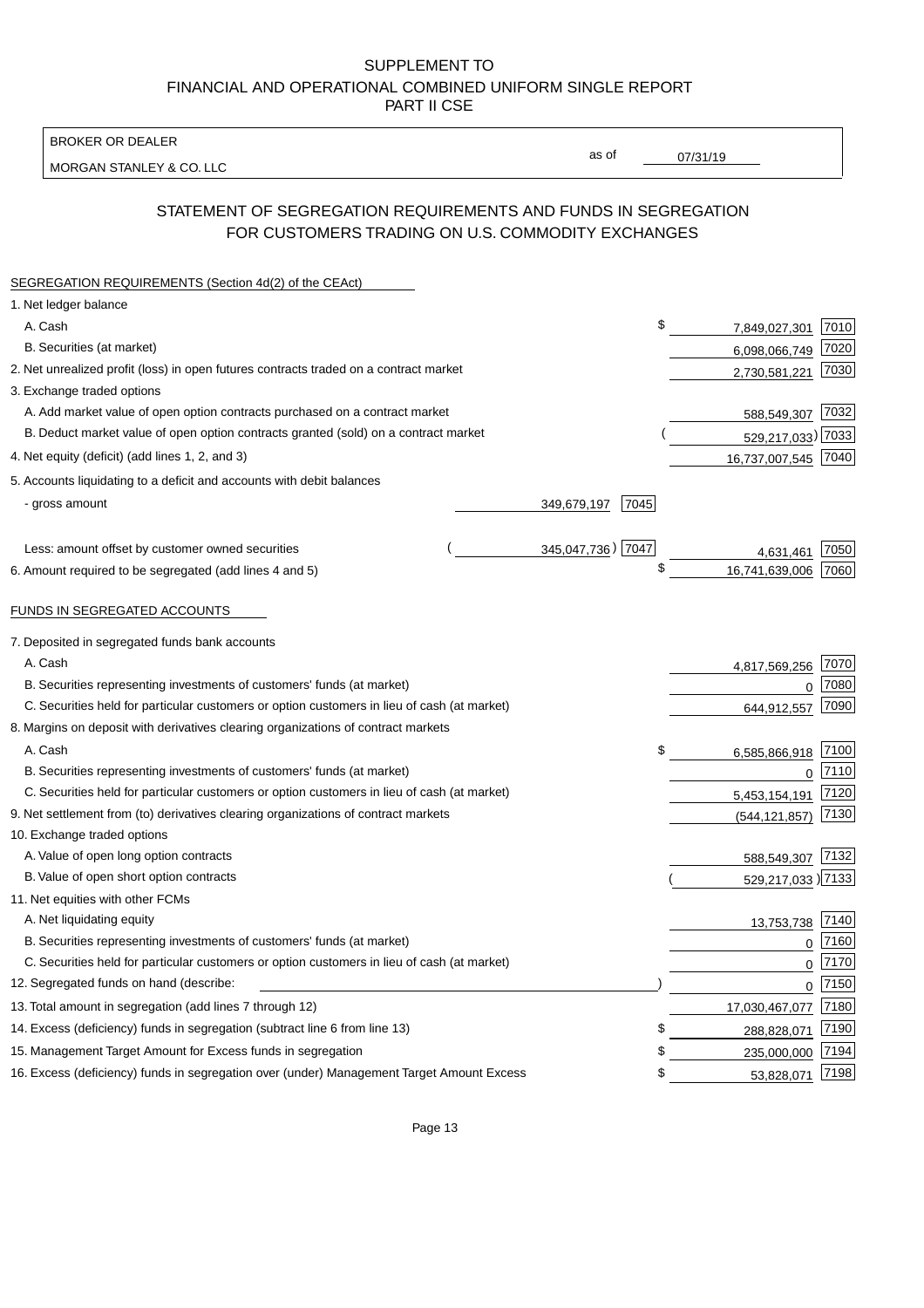SUPPLEMENT TO
FINANCIAL AND OPERATIONAL COMBINED UNIFORM SINGLE REPORT
PART II CSE

BROKER OR DEALER

MORGAN STANLEY & CO. LLC

as of 07/31/19

## STATEMENT OF SEGREGATION REQUIREMENTS AND FUNDS IN SEGREGATION FOR CUSTOMERS TRADING ON U.S. COMMODITY EXCHANGES

SEGREGATION REQUIREMENTS (Section 4d(2) of the CEAct)

| | | | | |
|---|---|---|---|---|
| 1. Net ledger balance | | | | |
| A. Cash | | | $ 7,849,027,301 | 7010 |
| B. Securities (at market) | | | 6,098,066,749 | 7020 |
| 2. Net unrealized profit (loss) in open futures contracts traded on a contract market | | | 2,730,581,221 | 7030 |
| 3. Exchange traded options | | | | |
| A. Add market value of open option contracts purchased on a contract market | | | 588,549,307 | 7032 |
| B. Deduct market value of open option contracts granted (sold) on a contract market | | | (529,217,033) | 7033 |
| 4. Net equity (deficit) (add lines 1, 2, and 3) | | | 16,737,007,545 | 7040 |
| 5. Accounts liquidating to a deficit and accounts with debit balances | | | | |
| - gross amount | 349,679,197 | 7045 | | |
| Less: amount offset by customer owned securities | (345,047,736) | 7047 | 4,631,461 | 7050 |
| 6. Amount required to be segregated (add lines 4 and 5) | | | $ 16,741,639,006 | 7060 |

FUNDS IN SEGREGATED ACCOUNTS

| | | |
|---|---|---|
| 7. Deposited in segregated funds bank accounts | | |
| A. Cash | 4,817,569,256 | 7070 |
| B. Securities representing investments of customers' funds (at market) | 0 | 7080 |
| C. Securities held for particular customers or option customers in lieu of cash (at market) | 644,912,557 | 7090 |
| 8. Margins on deposit with derivatives clearing organizations of contract markets | | |
| A. Cash | $ 6,585,866,918 | 7100 |
| B. Securities representing investments of customers' funds (at market) | 0 | 7110 |
| C. Securities held for particular customers or option customers in lieu of cash (at market) | 5,453,154,191 | 7120 |
| 9. Net settlement from (to) derivatives clearing organizations of contract markets | (544,121,857) | 7130 |
| 10. Exchange traded options | | |
| A. Value of open long option contracts | 588,549,307 | 7132 |
| B. Value of open short option contracts | (529,217,033) | 7133 |
| 11. Net equities with other FCMs | | |
| A. Net liquidating equity | 13,753,738 | 7140 |
| B. Securities representing investments of customers' funds (at market) | 0 | 7160 |
| C. Securities held for particular customers or option customers in lieu of cash (at market) | 0 | 7170 |
| 12. Segregated funds on hand (describe: ) | 0 | 7150 |
| 13. Total amount in segregation (add lines 7 through 12) | 17,030,467,077 | 7180 |
| 14. Excess (deficiency) funds in segregation (subtract line 6 from line 13) | $ 288,828,071 | 7190 |
| 15. Management Target Amount for Excess funds in segregation | $ 235,000,000 | 7194 |
| 16. Excess (deficiency) funds in segregation over (under) Management Target Amount Excess | $ 53,828,071 | 7198 |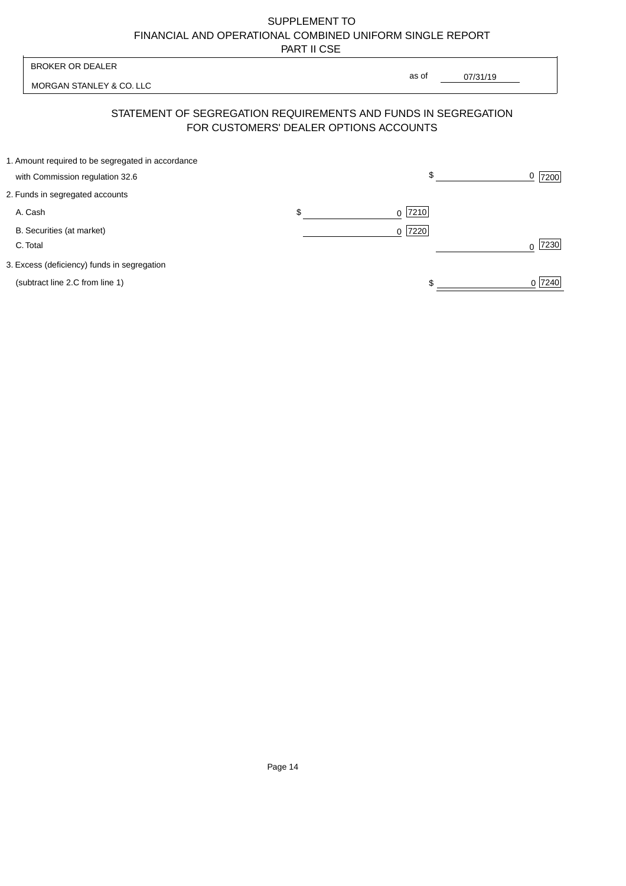SUPPLEMENT TO
FINANCIAL AND OPERATIONAL COMBINED UNIFORM SINGLE REPORT
PART II CSE

| BROKER OR DEALER | |
|---|---|
| MORGAN STANLEY & CO. LLC | as of 07/31/19 |

## STATEMENT OF SEGREGATION REQUIREMENTS AND FUNDS IN SEGREGATION FOR CUSTOMERS' DEALER OPTIONS ACCOUNTS

| | | |
|---|---|---|
| 1. Amount required to be segregated in accordance with Commission regulation 32.6 | | $ 0 [7200] |
| 2. Funds in segregated accounts | | |
| A. Cash | $ 0 [7210] | |
| B. Securities (at market) | 0 [7220] | |
| C. Total | | 0 [7230] |
| 3. Excess (deficiency) funds in segregation (subtract line 2.C from line 1) | | $ 0 [7240] |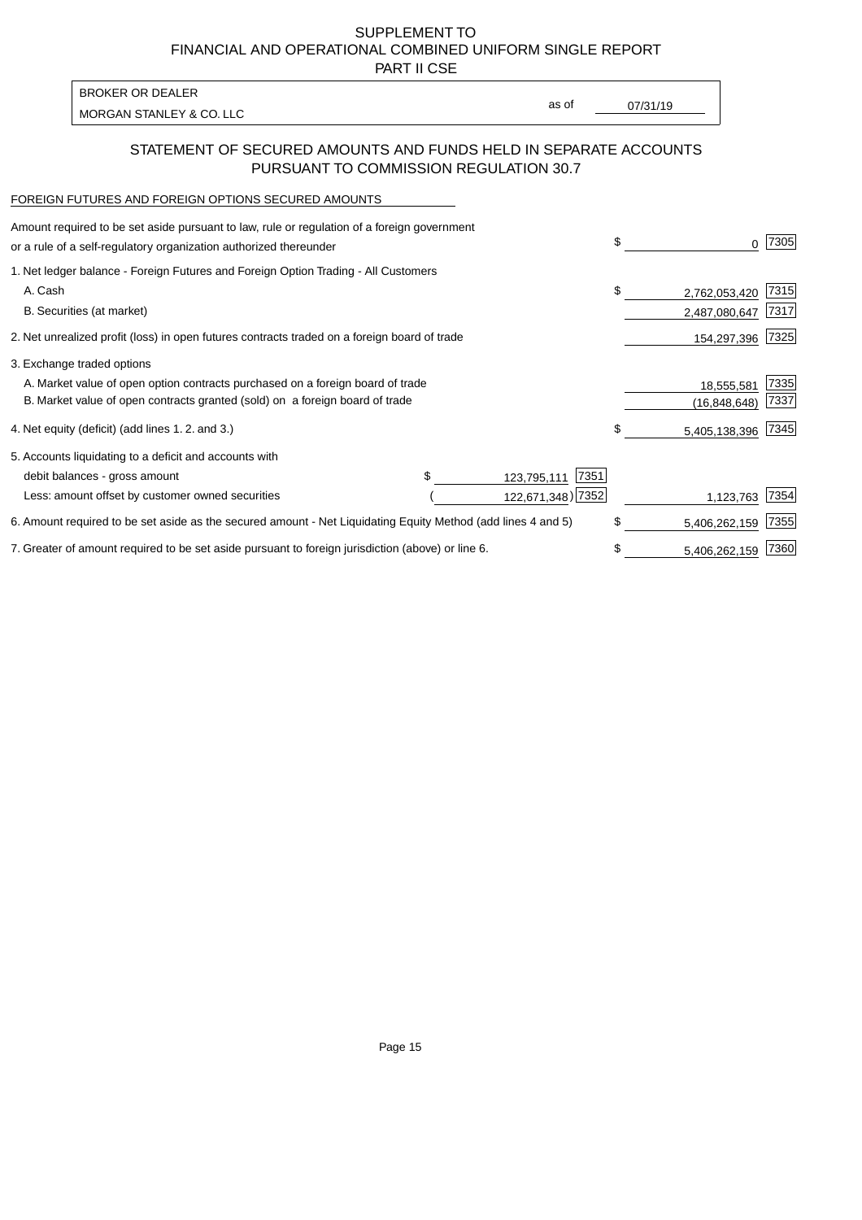SUPPLEMENT TO
FINANCIAL AND OPERATIONAL COMBINED UNIFORM SINGLE REPORT
PART II CSE

BROKER OR DEALER
MORGAN STANLEY & CO. LLC

as of 07/31/19

## STATEMENT OF SECURED AMOUNTS AND FUNDS HELD IN SEPARATE ACCOUNTS PURSUANT TO COMMISSION REGULATION 30.7

FOREIGN FUTURES AND FOREIGN OPTIONS SECURED AMOUNTS

| Description | | | Amount | Code |
|---|---|---|---|---|
| Amount required to be set aside pursuant to law, rule or regulation of a foreign government or a rule of a self-regulatory organization authorized thereunder | | | $ 0 | 7305 |
| 1. Net ledger balance - Foreign Futures and Foreign Option Trading - All Customers | | | | |
| A. Cash | | | $ 2,762,053,420 | 7315 |
| B. Securities (at market) | | | 2,487,080,647 | 7317 |
| 2. Net unrealized profit (loss) in open futures contracts traded on a foreign board of trade | | | 154,297,396 | 7325 |
| 3. Exchange traded options | | | | |
| A. Market value of open option contracts purchased on a foreign board of trade | | | 18,555,581 | 7335 |
| B. Market value of open contracts granted (sold) on a foreign board of trade | | | (16,848,648) | 7337 |
| 4. Net equity (deficit) (add lines 1. 2. and 3.) | | | $ 5,405,138,396 | 7345 |
| 5. Accounts liquidating to a deficit and accounts with | | | | |
| debit balances - gross amount | $ 123,795,111 | 7351 | | |
| Less: amount offset by customer owned securities | (122,671,348) | 7352 | 1,123,763 | 7354 |
| 6. Amount required to be set aside as the secured amount - Net Liquidating Equity Method (add lines 4 and 5) | | | $ 5,406,262,159 | 7355 |
| 7. Greater of amount required to be set aside pursuant to foreign jurisdiction (above) or line 6. | | | $ 5,406,262,159 | 7360 |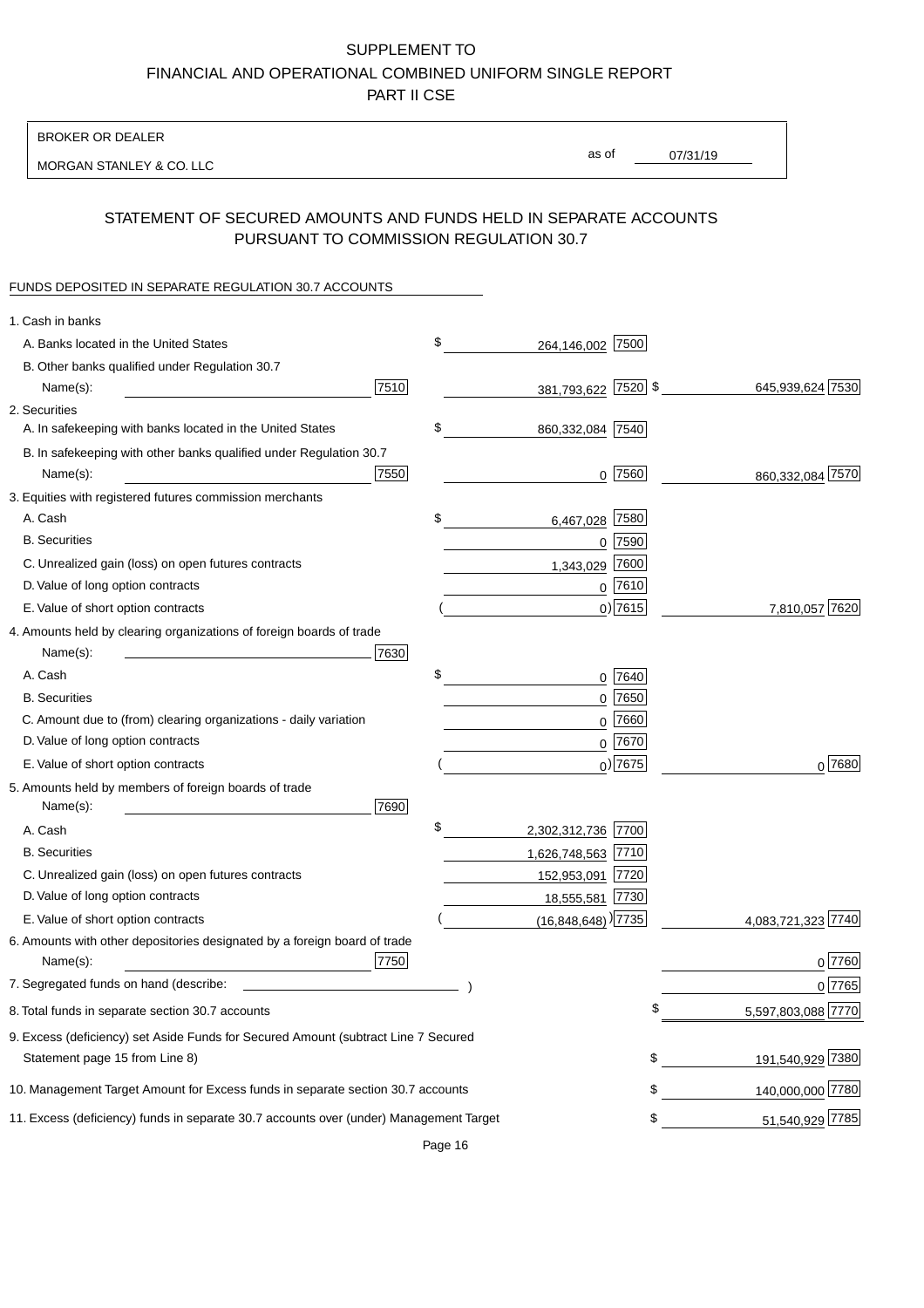SUPPLEMENT TO
FINANCIAL AND OPERATIONAL COMBINED UNIFORM SINGLE REPORT
PART II CSE

BROKER OR DEALER

MORGAN STANLEY & CO. LLC

as of 07/31/19

## STATEMENT OF SECURED AMOUNTS AND FUNDS HELD IN SEPARATE ACCOUNTS PURSUANT TO COMMISSION REGULATION 30.7

FUNDS DEPOSITED IN SEPARATE REGULATION 30.7 ACCOUNTS

| | | | |
|---|---|---|---|
| 1. Cash in banks | | | |
| A. Banks located in the United States | | $ 264,146,002 [7500] | |
| B. Other banks qualified under Regulation 30.7 Name(s): | [7510] | 381,793,622 [7520] | $ 645,939,624 [7530] |
| 2. Securities | | | |
| A. In safekeeping with banks located in the United States | | $ 860,332,084 [7540] | |
| B. In safekeeping with other banks qualified under Regulation 30.7 Name(s): | [7550] | 0 [7560] | 860,332,084 [7570] |
| 3. Equities with registered futures commission merchants | | | |
| A. Cash | | $ 6,467,028 [7580] | |
| B. Securities | | 0 [7590] | |
| C. Unrealized gain (loss) on open futures contracts | | 1,343,029 [7600] | |
| D. Value of long option contracts | | 0 [7610] | |
| E. Value of short option contracts | | ( 0) [7615] | 7,810,057 [7620] |
| 4. Amounts held by clearing organizations of foreign boards of trade Name(s): | [7630] | | |
| A. Cash | | $ 0 [7640] | |
| B. Securities | | 0 [7650] | |
| C. Amount due to (from) clearing organizations - daily variation | | 0 [7660] | |
| D. Value of long option contracts | | 0 [7670] | |
| E. Value of short option contracts | | ( 0) [7675] | 0 [7680] |
| 5. Amounts held by members of foreign boards of trade Name(s): | [7690] | | |
| A. Cash | | $ 2,302,312,736 [7700] | |
| B. Securities | | 1,626,748,563 [7710] | |
| C. Unrealized gain (loss) on open futures contracts | | 152,953,091 [7720] | |
| D. Value of long option contracts | | 18,555,581 [7730] | |
| E. Value of short option contracts | | ( (16,848,648) ) [7735] | 4,083,721,323 [7740] |
| 6. Amounts with other depositories designated by a foreign board of trade Name(s): | [7750] | | 0 [7760] |
| 7. Segregated funds on hand (describe: ) | | | 0 [7765] |
| 8. Total funds in separate section 30.7 accounts | | | $ 5,597,803,088 [7770] |
| 9. Excess (deficiency) set Aside Funds for Secured Amount (subtract Line 7 Secured Statement page 15 from Line 8) | | | $ 191,540,929 [7380] |
| 10. Management Target Amount for Excess funds in separate section 30.7 accounts | | | $ 140,000,000 [7780] |
| 11. Excess (deficiency) funds in separate 30.7 accounts over (under) Management Target | | | $ 51,540,929 [7785] |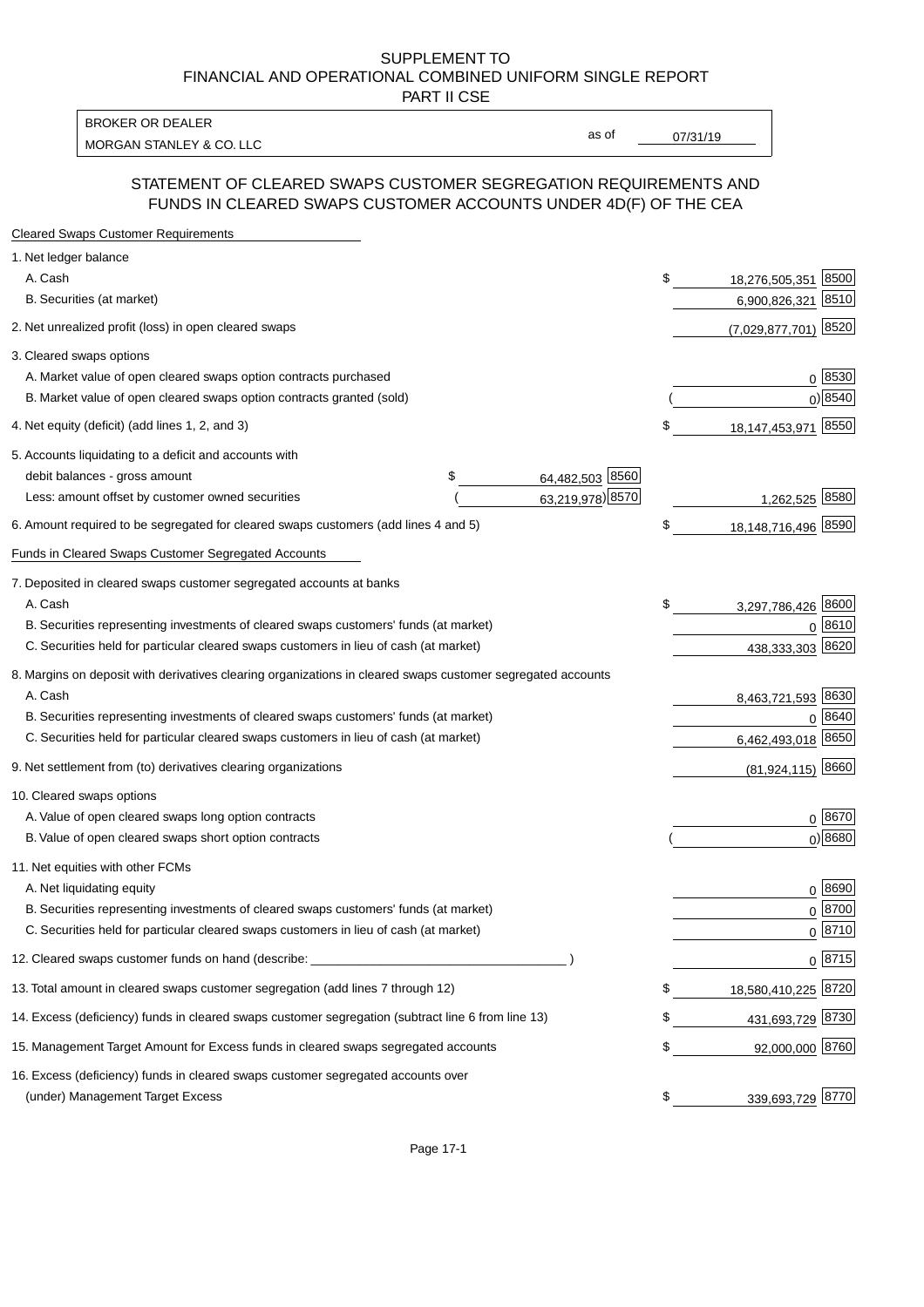SUPPLEMENT TO
FINANCIAL AND OPERATIONAL COMBINED UNIFORM SINGLE REPORT
PART II CSE

BROKER OR DEALER
MORGAN STANLEY & CO. LLC

as of 07/31/19

## STATEMENT OF CLEARED SWAPS CUSTOMER SEGREGATION REQUIREMENTS AND FUNDS IN CLEARED SWAPS CUSTOMER ACCOUNTS UNDER 4D(F) OF THE CEA

| | | | | |
|---|---|---|---|---|
| **Cleared Swaps Customer Requirements** | | | | |
| 1. Net ledger balance | | | | |
| A. Cash | | | $ 18,276,505,351 | 8500 |
| B. Securities (at market) | | | 6,900,826,321 | 8510 |
| 2. Net unrealized profit (loss) in open cleared swaps | | | (7,029,877,701) | 8520 |
| 3. Cleared swaps options | | | | |
| A. Market value of open cleared swaps option contracts purchased | | | 0 | 8530 |
| B. Market value of open cleared swaps option contracts granted (sold) | | | ( 0) | 8540 |
| 4. Net equity (deficit) (add lines 1, 2, and 3) | | | $ 18,147,453,971 | 8550 |
| 5. Accounts liquidating to a deficit and accounts with | | | | |
| debit balances - gross amount | $ 64,482,503 | 8560 | | |
| Less: amount offset by customer owned securities | ( 63,219,978) | 8570 | 1,262,525 | 8580 |
| 6. Amount required to be segregated for cleared swaps customers (add lines 4 and 5) | | | $ 18,148,716,496 | 8590 |
| **Funds in Cleared Swaps Customer Segregated Accounts** | | | | |
| 7. Deposited in cleared swaps customer segregated accounts at banks | | | | |
| A. Cash | | | $ 3,297,786,426 | 8600 |
| B. Securities representing investments of cleared swaps customers' funds (at market) | | | 0 | 8610 |
| C. Securities held for particular cleared swaps customers in lieu of cash (at market) | | | 438,333,303 | 8620 |
| 8. Margins on deposit with derivatives clearing organizations in cleared swaps customer segregated accounts | | | | |
| A. Cash | | | 8,463,721,593 | 8630 |
| B. Securities representing investments of cleared swaps customers' funds (at market) | | | 0 | 8640 |
| C. Securities held for particular cleared swaps customers in lieu of cash (at market) | | | 6,462,493,018 | 8650 |
| 9. Net settlement from (to) derivatives clearing organizations | | | (81,924,115) | 8660 |
| 10. Cleared swaps options | | | | |
| A. Value of open cleared swaps long option contracts | | | 0 | 8670 |
| B. Value of open cleared swaps short option contracts | | | ( 0) | 8680 |
| 11. Net equities with other FCMs | | | | |
| A. Net liquidating equity | | | 0 | 8690 |
| B. Securities representing investments of cleared swaps customers' funds (at market) | | | 0 | 8700 |
| C. Securities held for particular cleared swaps customers in lieu of cash (at market) | | | 0 | 8710 |
| 12. Cleared swaps customer funds on hand (describe: ______ ) | | | 0 | 8715 |
| 13. Total amount in cleared swaps customer segregation (add lines 7 through 12) | | | $ 18,580,410,225 | 8720 |
| 14. Excess (deficiency) funds in cleared swaps customer segregation (subtract line 6 from line 13) | | | $ 431,693,729 | 8730 |
| 15. Management Target Amount for Excess funds in cleared swaps segregated accounts | | | $ 92,000,000 | 8760 |
| 16. Excess (deficiency) funds in cleared swaps customer segregated accounts over (under) Management Target Excess | | | $ 339,693,729 | 8770 |